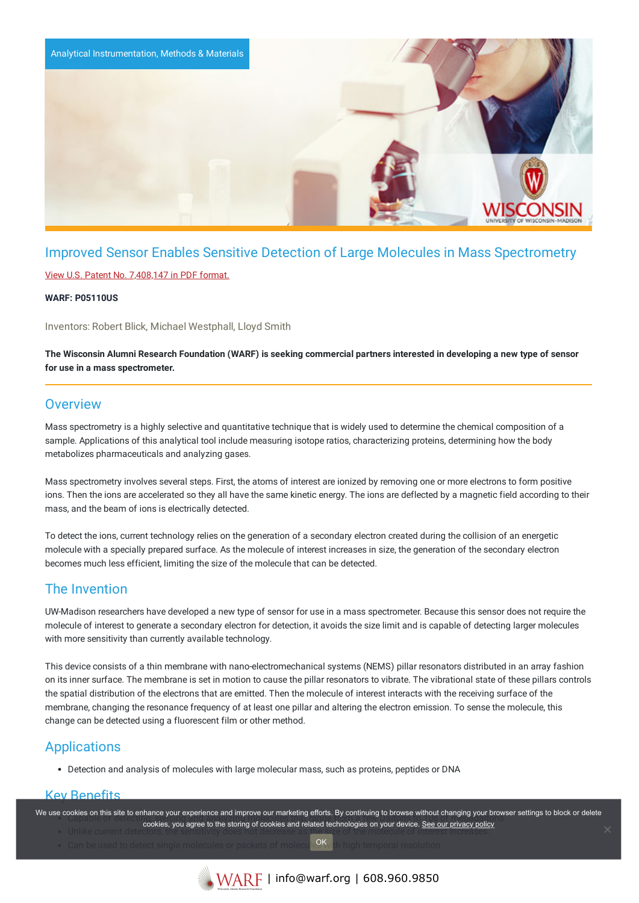Analytical Instrumentation, Methods & Materials

# Improved Sensor Enables Sensitive Detection of Large Molecules in Mass Spectrometry

View U.S. Patent No. 7,408,147 in PDF format.

**WARF: P05110US**

Inventors: Robert Blick, Michael Westphall, Lloyd Smith

**The Wisconsin Alumni Research Foundation (WARF) is seeking commercial partners interested in developing a new type of sensor for use in a mass spectrometer.**

## Overview

Mass spectrometry is a highly selective and quantitative technique that is widely used to determine the chemical composition of a sample. Applications of this analytical tool include measuring isotope ratios, characterizing proteins, determining how the body metabolizes pharmaceuticals and analyzing gases.

Mass spectrometry involves several steps. First, the atoms of interest are ionized by removing one or more electrons to form positive ions. Then the ions are accelerated so they all have the same kinetic energy. The ions are deflected by a magnetic field according to their mass, and the beam of ions is electrically detected.

To detect the ions, current technology relies on the generation of a secondary electron created during the collision of an energetic molecule with a specially prepared surface. As the molecule of interest increases in size, the generation of the secondary electron becomes much less efficient, limiting the size of the molecule that can be detected.

## The Invention

UW-Madison researchers have developed a new type of sensor for use in a mass spectrometer. Because this sensor does not require the molecule of interest to generate a secondary electron for detection, it avoids the size limit and is capable of detecting larger molecules with more sensitivity than currently available technology.

This device consists of a thin membrane with nano-electromechanical systems (NEMS) pillar resonators distributed in an array fashion on its inner surface. The membrane is set in motion to cause the pillar resonators to vibrate. The vibrational state of these pillars controls the spatial distribution of the electrons that are emitted. Then the molecule of interest interacts with the receiving surface of the membrane, changing the resonance frequency of at least one pillar and altering the electron emission. To sense the molecule, this change can be detected using a fluorescent film or other method.

## Applications

- Detection and analysis of molecules with large molecular mass, such as proteins, peptides or DNA

## Key Benefits

- Capable of detecting ...
- Unlike current detectors, the sensitivity does not decrease as the size of the molecule of interest increases
- Can be used to detect single molecules or packets of molecules with high temporal resolution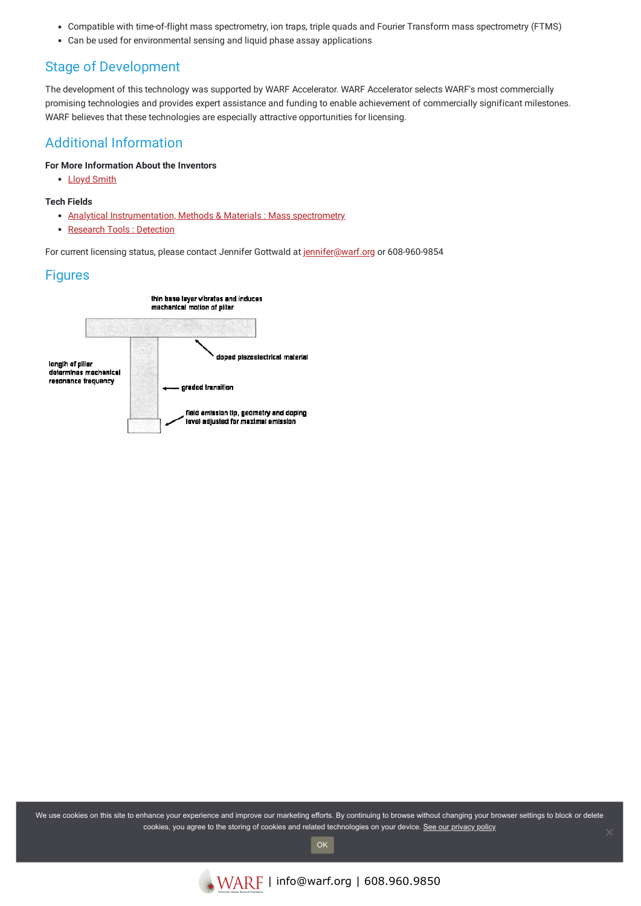- Compatible with time-of-flight mass spectrometry, ion traps, triple quads and Fourier Transform mass spectrometry (FTMS)
- Can be used for environmental sensing and liquid phase assay applications

## Stage of Development

The development of this technology was supported by WARF Accelerator. WARF Accelerator selects WARF's most commercially promising technologies and provides expert assistance and funding to enable achievement of commercially significant milestones. WARF believes that these technologies are especially attractive opportunities for licensing.

## Additional Information

**For More Information About the Inventors**

- Lloyd Smith

**Tech Fields**

- Analytical Instrumentation, Methods & Materials : Mass spectrometry
- Research Tools : Detection

For current licensing status, please contact Jennifer Gottwald at jennifer@warf.org or 608-960-9854

## Figures

thin base layer vibrates and induces mechanical motion of pillar

doped piezoelectrical material

length of pillar determines mechanical resonance frequency

graded transition

field emission tip, geometry and doping level adjusted for maximal emission